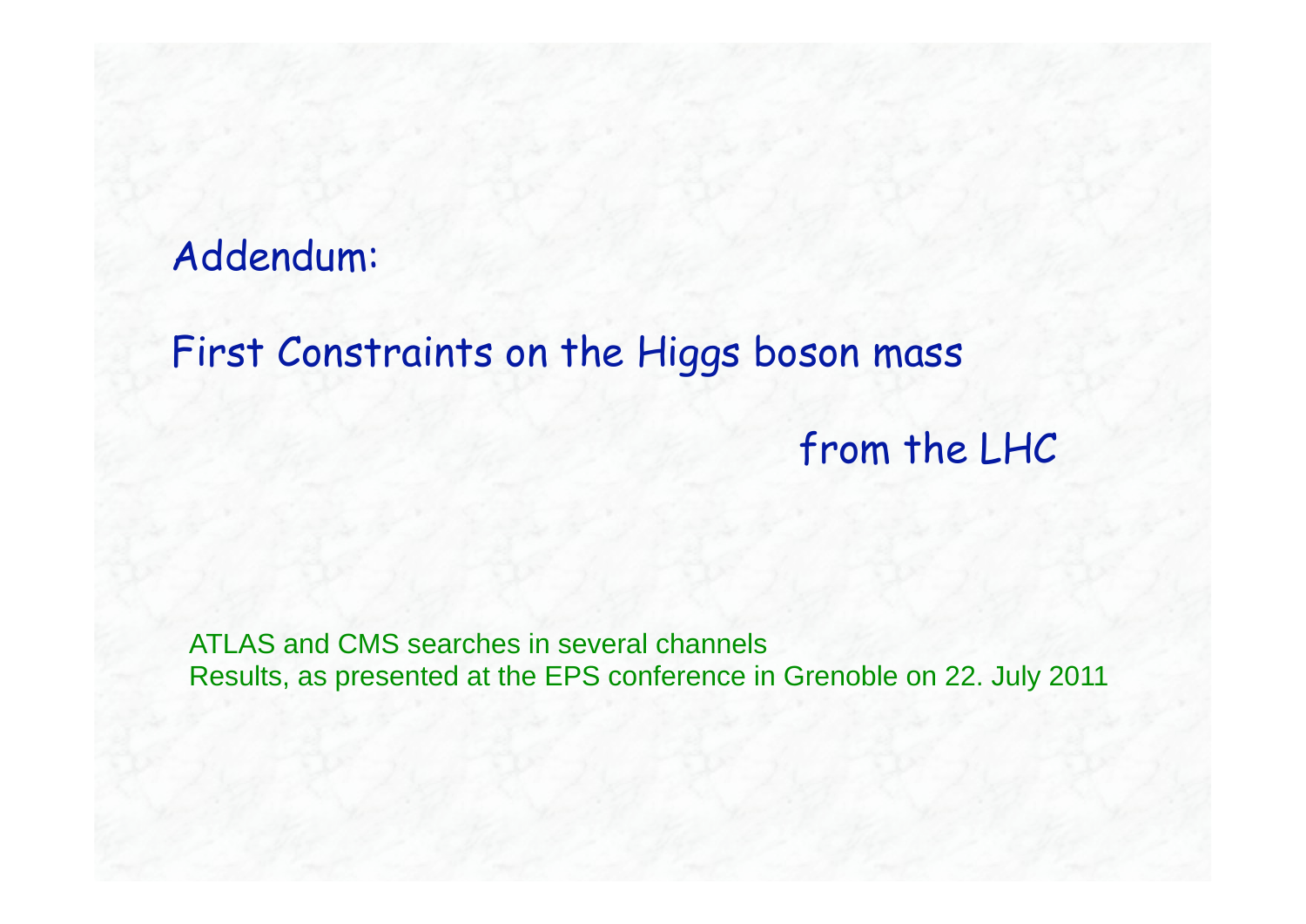# Addendum:

# First Constraints on the Higgs boson mass from the LHC

ATLAS and CMS searches in several channels
Results, as presented at the EPS conference in Grenoble on 22. July 2011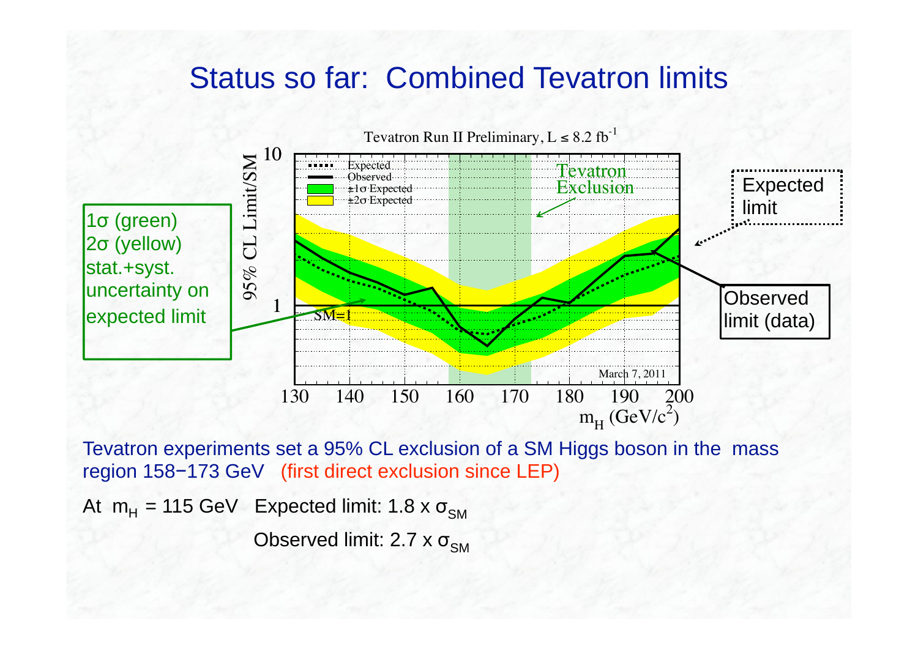# Status so far: Combined Tevatron limits

Tevatron Run II Preliminary, $L \leq 8.2\ fb^{-1}$

1σ (green)
2σ (yellow)
stat.+syst.
uncertainty on
expected limit

Expected limit

Observed limit (data)

Tevatron experiments set a 95% CL exclusion of a SM Higgs boson in the mass region 158−173 GeV (first direct exclusion since LEP)

At $m_H$ = 115 GeV Expected limit: 1.8 x $\sigma_{SM}$

Observed limit: 2.7 x $\sigma_{SM}$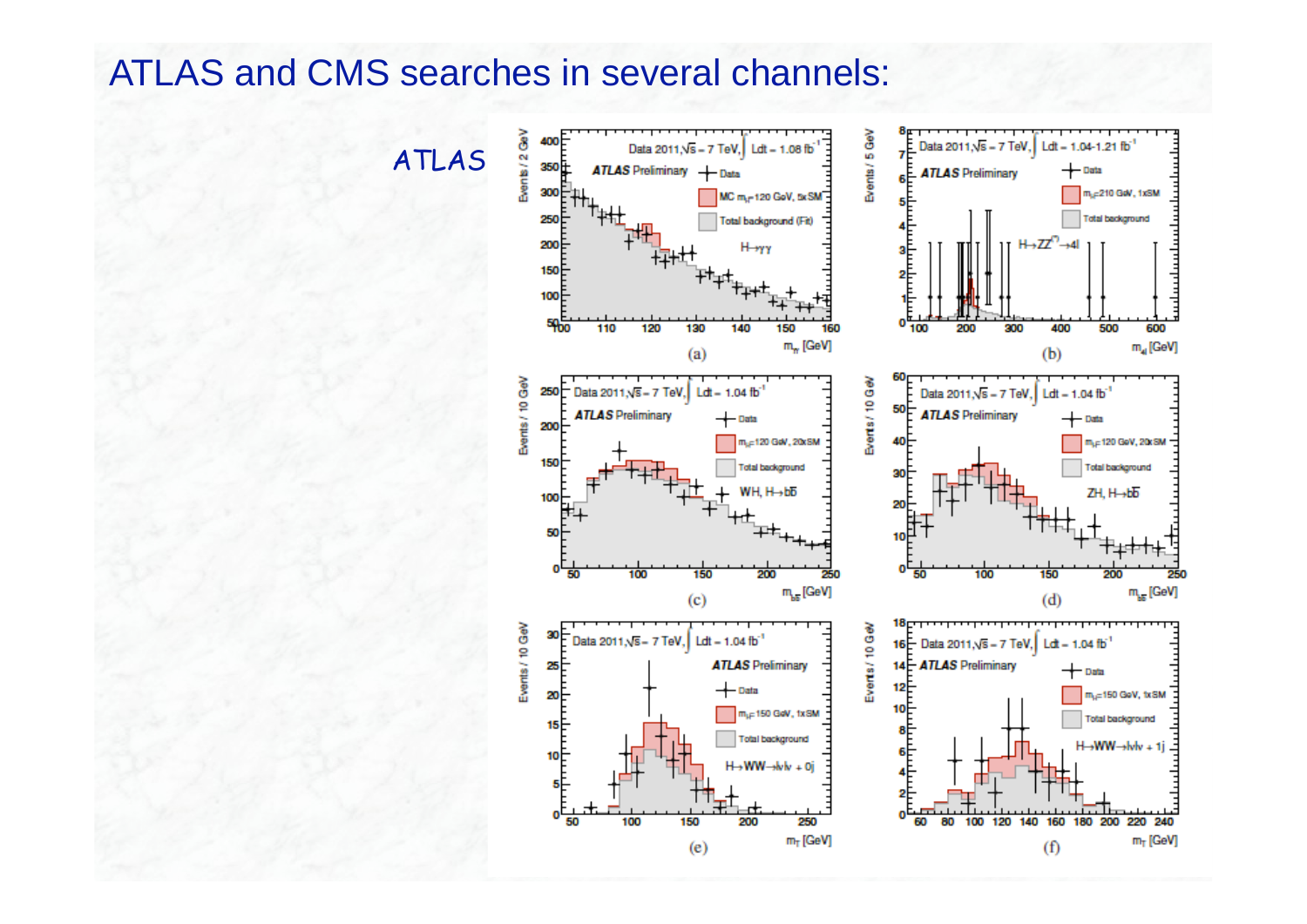# ATLAS and CMS searches in several channels:

ATLAS

(a)

(b)

(c)

(d)

(e)

(f)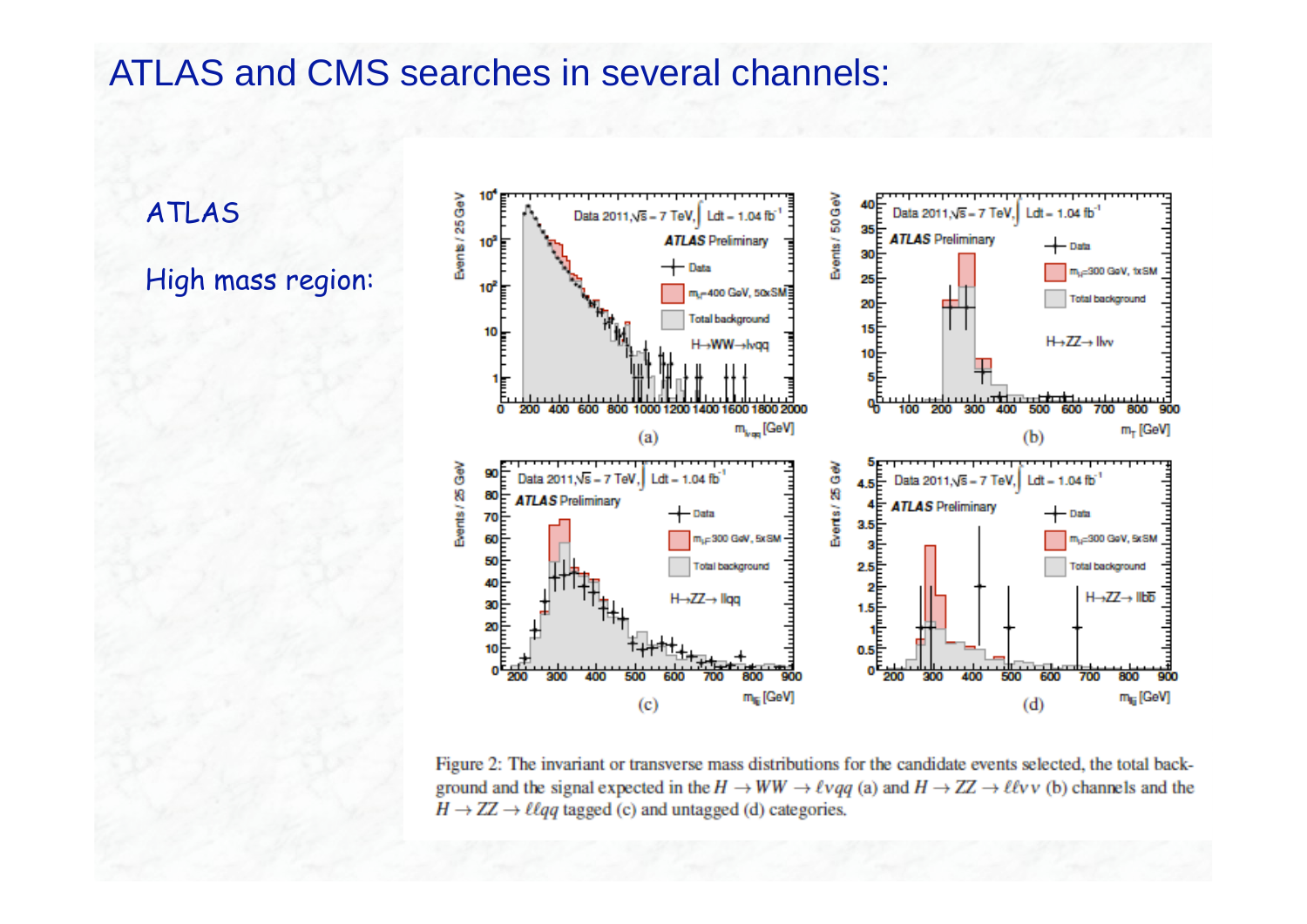# ATLAS and CMS searches in several channels:

ATLAS

High mass region:

Figure 2: The invariant or transverse mass distributions for the candidate events selected, the total background and the signal expected in the $H \rightarrow WW \rightarrow \ell\nu qq$ (a) and $H \rightarrow ZZ \rightarrow \ell\ell\nu\nu$ (b) channels and the $H \rightarrow ZZ \rightarrow \ell\ell qq$ tagged (c) and untagged (d) categories.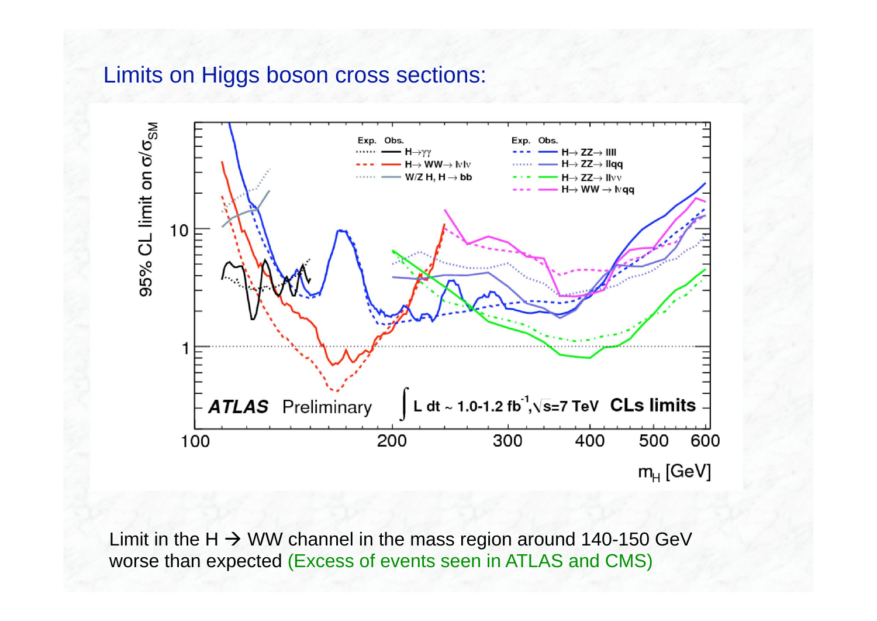## Limits on Higgs boson cross sections:

Limit in the H → WW channel in the mass region around 140-150 GeV worse than expected (Excess of events seen in ATLAS and CMS)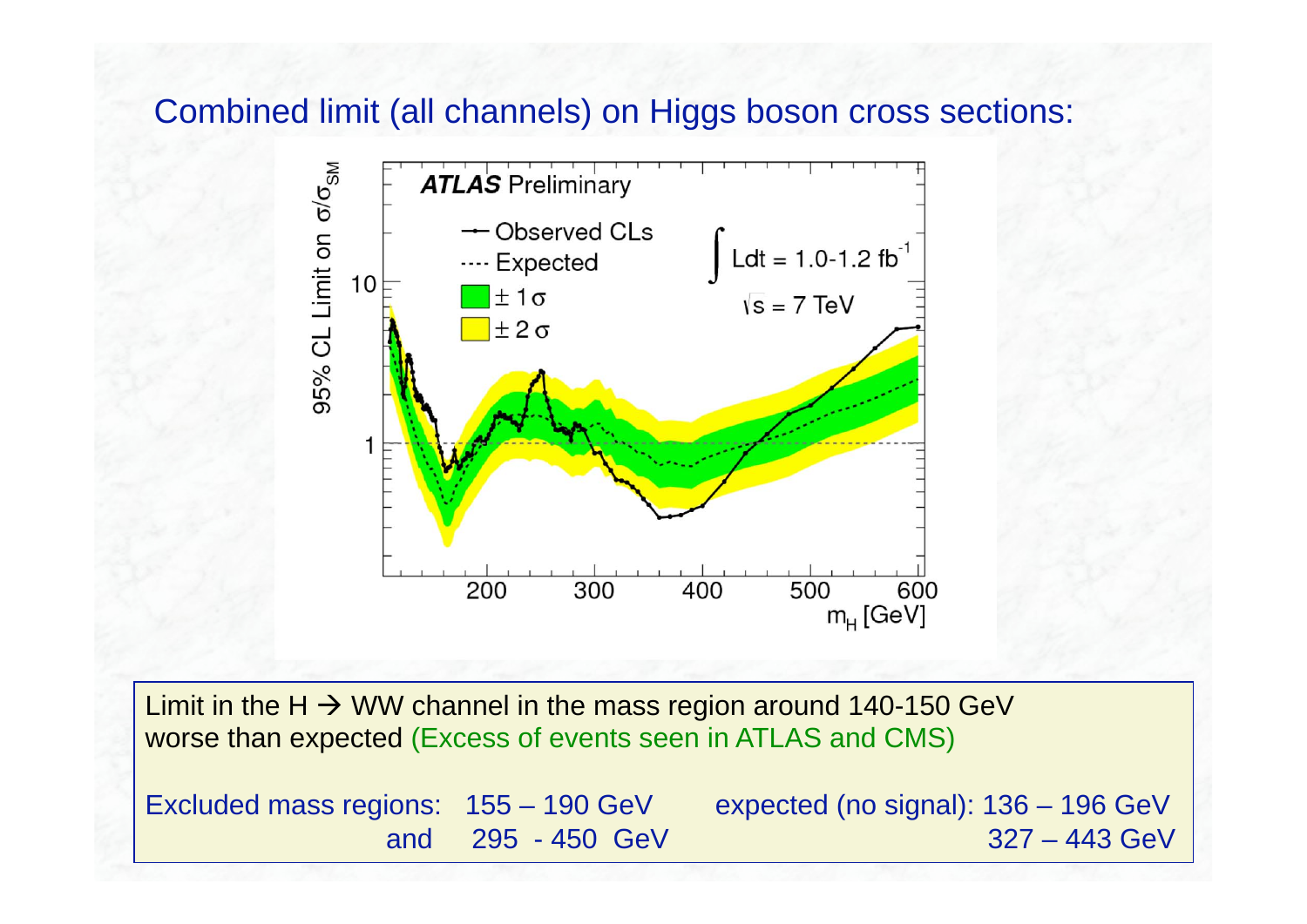## Combined limit (all channels) on Higgs boson cross sections:

Limit in the H → WW channel in the mass region around 140-150 GeV worse than expected (Excess of events seen in ATLAS and CMS)

| Excluded mass regions: | 155 – 190 GeV | expected (no signal): 136 – 196 GeV |
|---|---|---|
| and | 295 - 450 GeV | 327 – 443 GeV |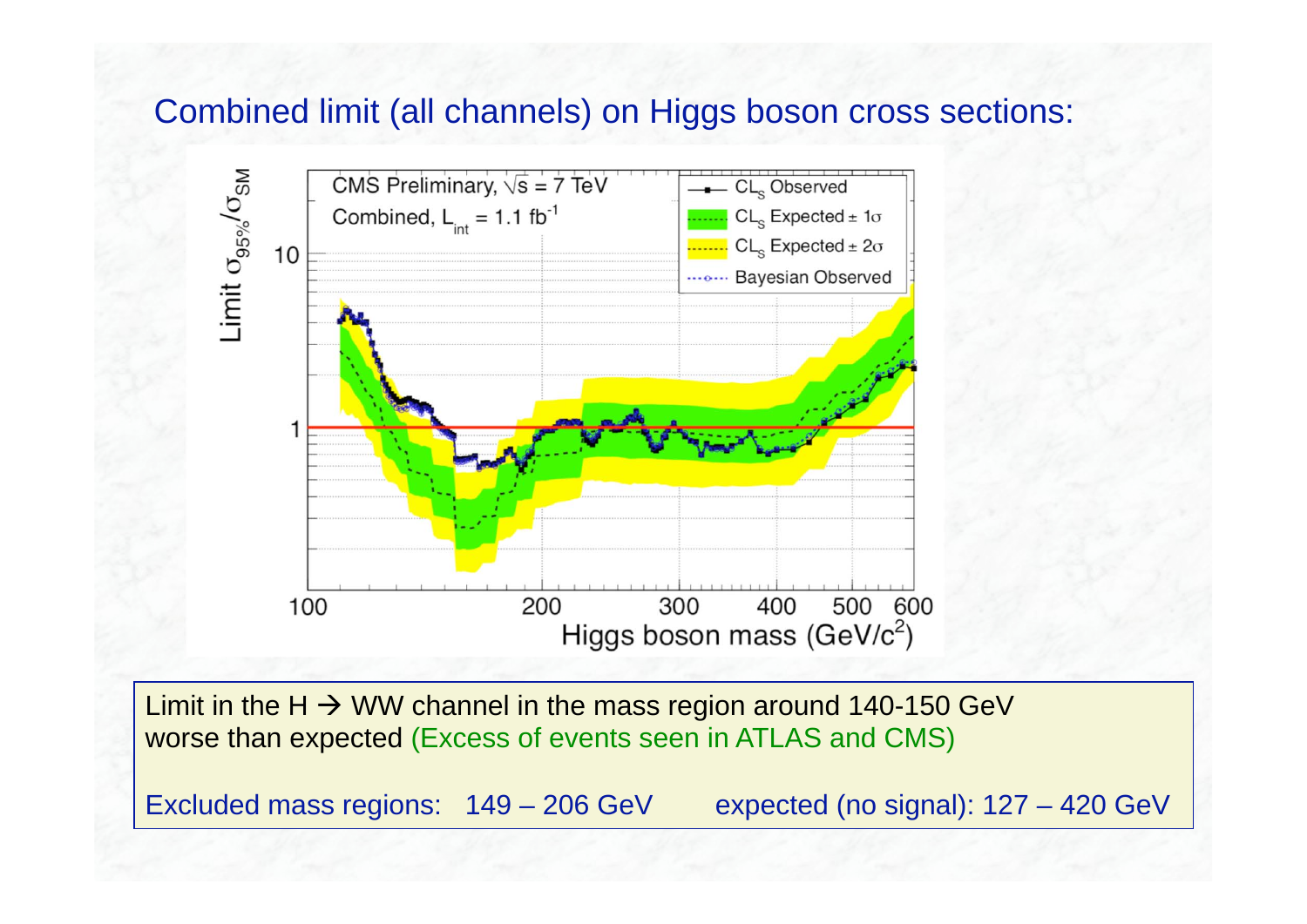## Combined limit (all channels) on Higgs boson cross sections:

Limit in the H → WW channel in the mass region around 140-150 GeV worse than expected (Excess of events seen in ATLAS and CMS)

Excluded mass regions: 149 – 206 GeV expected (no signal): 127 – 420 GeV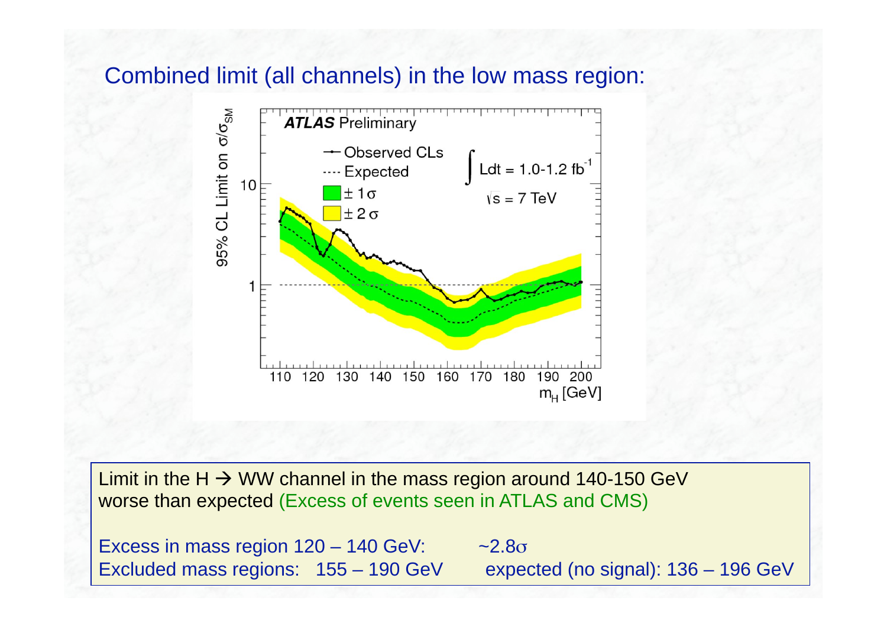## Combined limit (all channels) in the low mass region:

Limit in the H → WW channel in the mass region around 140-150 GeV worse than expected (Excess of events seen in ATLAS and CMS)

Excess in mass region 120 – 140 GeV: ~2.8σ

Excluded mass regions: 155 – 190 GeV expected (no signal): 136 – 196 GeV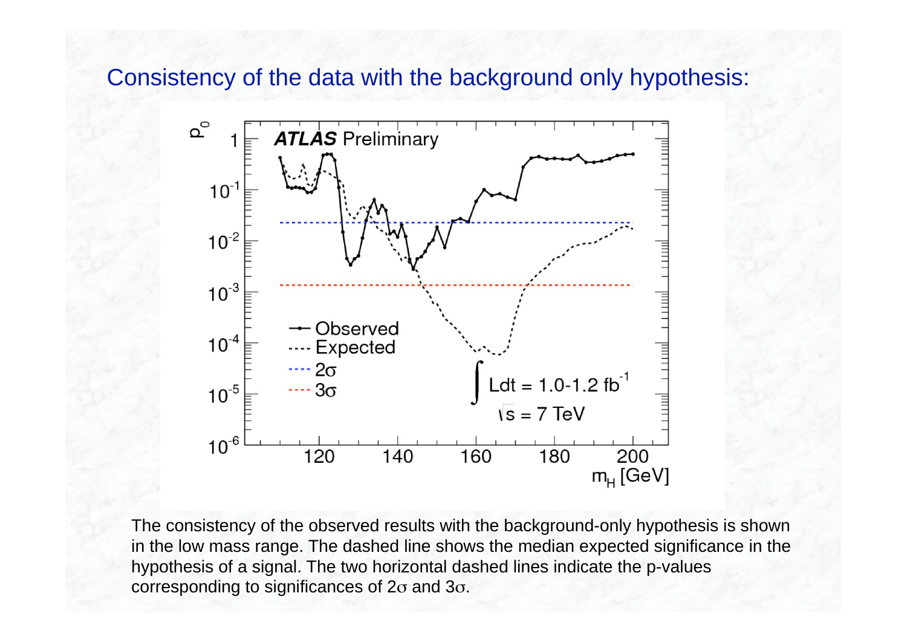## Consistency of the data with the background only hypothesis:

The consistency of the observed results with the background-only hypothesis is shown in the low mass range. The dashed line shows the median expected significance in the hypothesis of a signal. The two horizontal dashed lines indicate the p-values corresponding to significances of $2\sigma$ and $3\sigma$.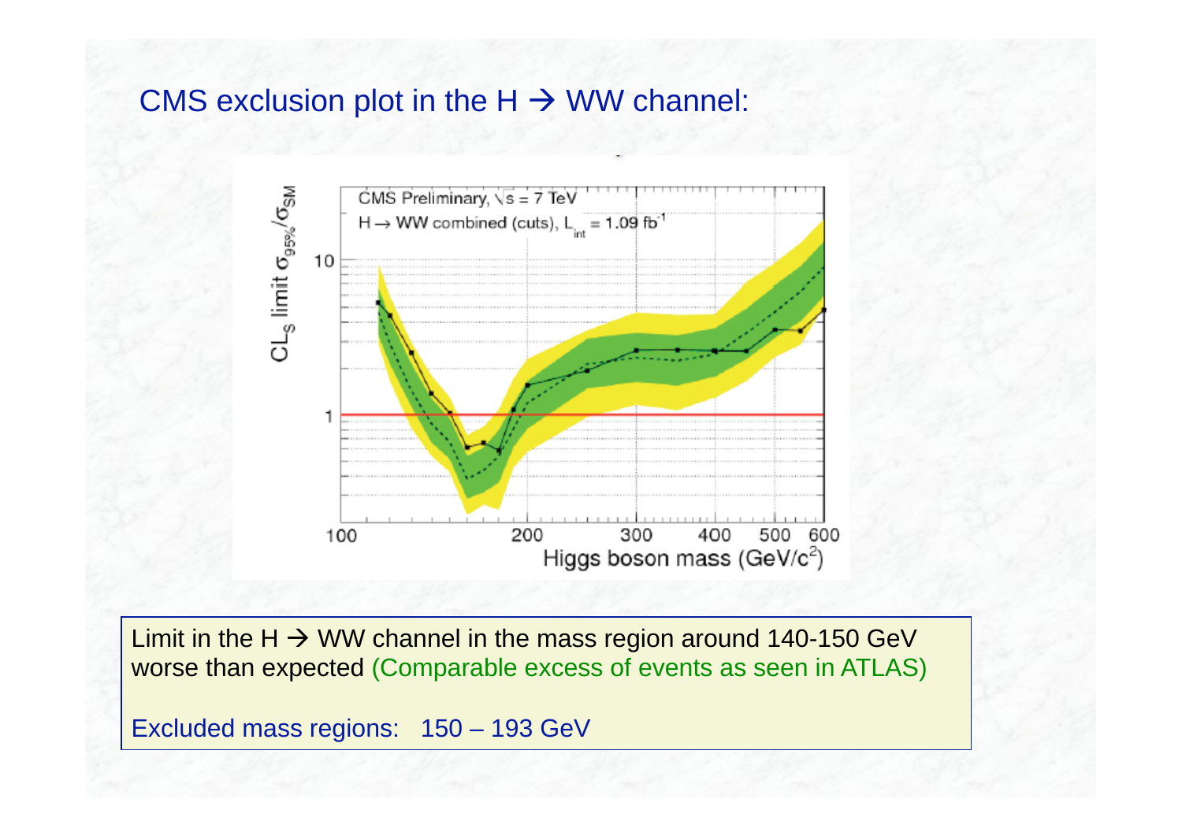## CMS exclusion plot in the H → WW channel:

CMS Preliminary, $\sqrt{s}$ = 7 TeV

H → WW combined (cuts), $L_{int}$ = 1.09 fb$^{-1}$

$CL_S$ limit $\sigma_{95\%}/\sigma_{SM}$

10

1

100

200

300

400

500

600

Higgs boson mass (GeV/c$^2$)

Limit in the H → WW channel in the mass region around 140-150 GeV worse than expected (Comparable excess of events as seen in ATLAS)

Excluded mass regions: 150 – 193 GeV